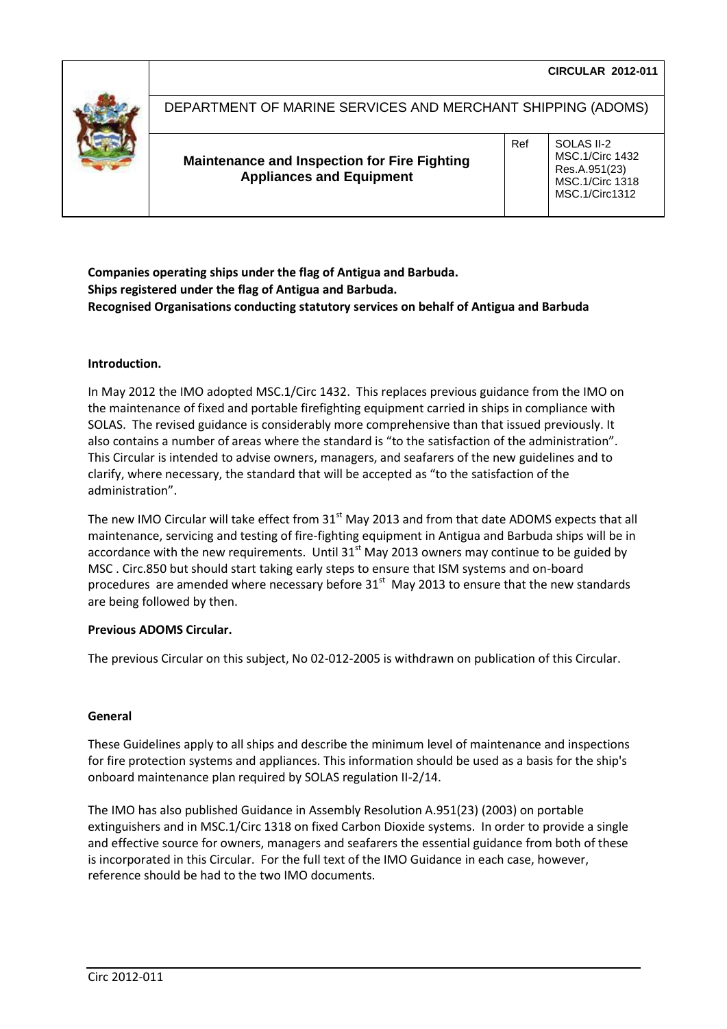| | CIRCULAR 2012-011 | | |
|---|---|---|---|
| | DEPARTMENT OF MARINE SERVICES AND MERCHANT SHIPPING (ADOMS) | | |
| | **Maintenance and Inspection for Fire Fighting Appliances and Equipment** | Ref | SOLAS II-2<br>MSC.1/Circ 1432<br>Res.A.951(23)<br>MSC.1/Circ 1318<br>MSC.1/Circ1312 |

**Companies operating ships under the flag of Antigua and Barbuda.**
**Ships registered under the flag of Antigua and Barbuda.**
**Recognised Organisations conducting statutory services on behalf of Antigua and Barbuda**

**Introduction.**

In May 2012 the IMO adopted MSC.1/Circ 1432. This replaces previous guidance from the IMO on the maintenance of fixed and portable firefighting equipment carried in ships in compliance with SOLAS. The revised guidance is considerably more comprehensive than that issued previously. It also contains a number of areas where the standard is "to the satisfaction of the administration". This Circular is intended to advise owners, managers, and seafarers of the new guidelines and to clarify, where necessary, the standard that will be accepted as "to the satisfaction of the administration".

The new IMO Circular will take effect from 31st May 2013 and from that date ADOMS expects that all maintenance, servicing and testing of fire-fighting equipment in Antigua and Barbuda ships will be in accordance with the new requirements. Until 31st May 2013 owners may continue to be guided by MSC . Circ.850 but should start taking early steps to ensure that ISM systems and on-board procedures are amended where necessary before 31st May 2013 to ensure that the new standards are being followed by then.

**Previous ADOMS Circular.**

The previous Circular on this subject, No 02-012-2005 is withdrawn on publication of this Circular.

**General**

These Guidelines apply to all ships and describe the minimum level of maintenance and inspections for fire protection systems and appliances. This information should be used as a basis for the ship's onboard maintenance plan required by SOLAS regulation II-2/14.

The IMO has also published Guidance in Assembly Resolution A.951(23) (2003) on portable extinguishers and in MSC.1/Circ 1318 on fixed Carbon Dioxide systems. In order to provide a single and effective source for owners, managers and seafarers the essential guidance from both of these is incorporated in this Circular. For the full text of the IMO Guidance in each case, however, reference should be had to the two IMO documents.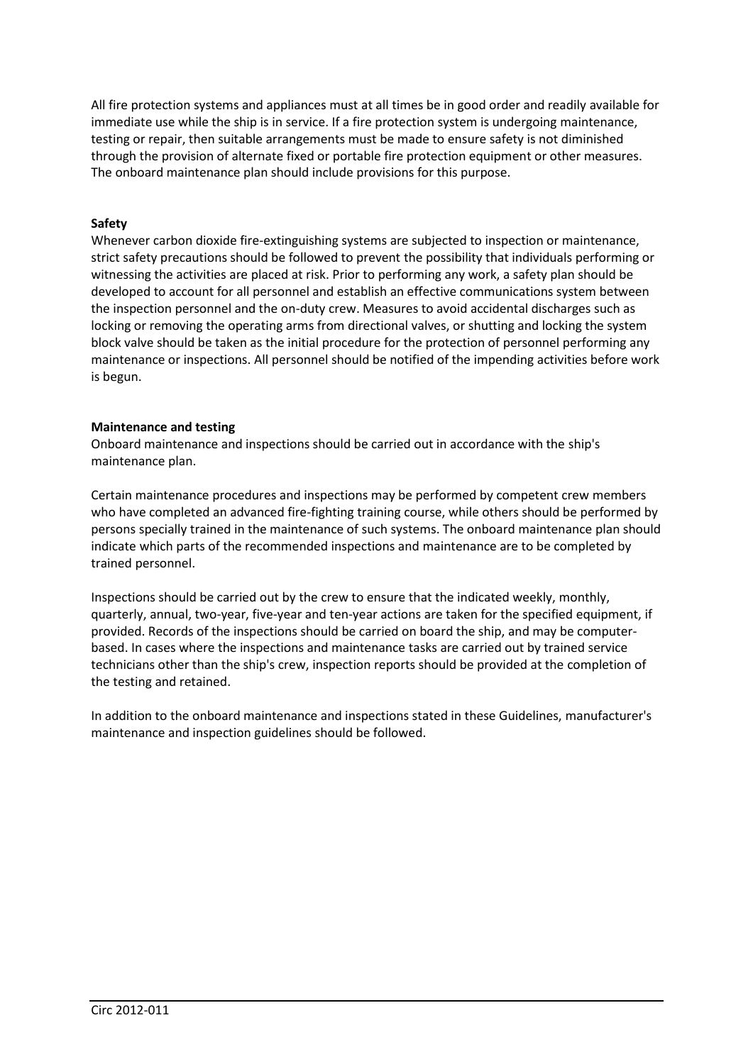All fire protection systems and appliances must at all times be in good order and readily available for immediate use while the ship is in service. If a fire protection system is undergoing maintenance, testing or repair, then suitable arrangements must be made to ensure safety is not diminished through the provision of alternate fixed or portable fire protection equipment or other measures. The onboard maintenance plan should include provisions for this purpose.

**Safety**

Whenever carbon dioxide fire-extinguishing systems are subjected to inspection or maintenance, strict safety precautions should be followed to prevent the possibility that individuals performing or witnessing the activities are placed at risk. Prior to performing any work, a safety plan should be developed to account for all personnel and establish an effective communications system between the inspection personnel and the on-duty crew. Measures to avoid accidental discharges such as locking or removing the operating arms from directional valves, or shutting and locking the system block valve should be taken as the initial procedure for the protection of personnel performing any maintenance or inspections. All personnel should be notified of the impending activities before work is begun.

**Maintenance and testing**

Onboard maintenance and inspections should be carried out in accordance with the ship's maintenance plan.

Certain maintenance procedures and inspections may be performed by competent crew members who have completed an advanced fire-fighting training course, while others should be performed by persons specially trained in the maintenance of such systems. The onboard maintenance plan should indicate which parts of the recommended inspections and maintenance are to be completed by trained personnel.

Inspections should be carried out by the crew to ensure that the indicated weekly, monthly, quarterly, annual, two-year, five-year and ten-year actions are taken for the specified equipment, if provided. Records of the inspections should be carried on board the ship, and may be computer-based. In cases where the inspections and maintenance tasks are carried out by trained service technicians other than the ship's crew, inspection reports should be provided at the completion of the testing and retained.

In addition to the onboard maintenance and inspections stated in these Guidelines, manufacturer's maintenance and inspection guidelines should be followed.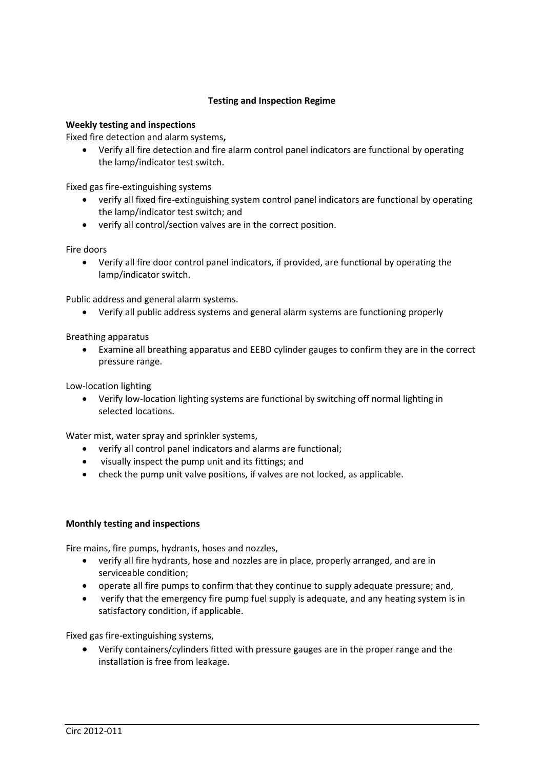**Testing and Inspection Regime**

**Weekly testing and inspections**

Fixed fire detection and alarm systems**,**

- Verify all fire detection and fire alarm control panel indicators are functional by operating the lamp/indicator test switch.

Fixed gas fire-extinguishing systems

- verify all fixed fire-extinguishing system control panel indicators are functional by operating the lamp/indicator test switch; and
- verify all control/section valves are in the correct position.

Fire doors

- Verify all fire door control panel indicators, if provided, are functional by operating the lamp/indicator switch.

Public address and general alarm systems.

- Verify all public address systems and general alarm systems are functioning properly

Breathing apparatus

- Examine all breathing apparatus and EEBD cylinder gauges to confirm they are in the correct pressure range.

Low-location lighting

- Verify low-location lighting systems are functional by switching off normal lighting in selected locations.

Water mist, water spray and sprinkler systems,

- verify all control panel indicators and alarms are functional;
- visually inspect the pump unit and its fittings; and
- check the pump unit valve positions, if valves are not locked, as applicable.

**Monthly testing and inspections**

Fire mains, fire pumps, hydrants, hoses and nozzles,

- verify all fire hydrants, hose and nozzles are in place, properly arranged, and are in serviceable condition;
- operate all fire pumps to confirm that they continue to supply adequate pressure; and,
- verify that the emergency fire pump fuel supply is adequate, and any heating system is in satisfactory condition, if applicable.

Fixed gas fire-extinguishing systems,

- Verify containers/cylinders fitted with pressure gauges are in the proper range and the installation is free from leakage.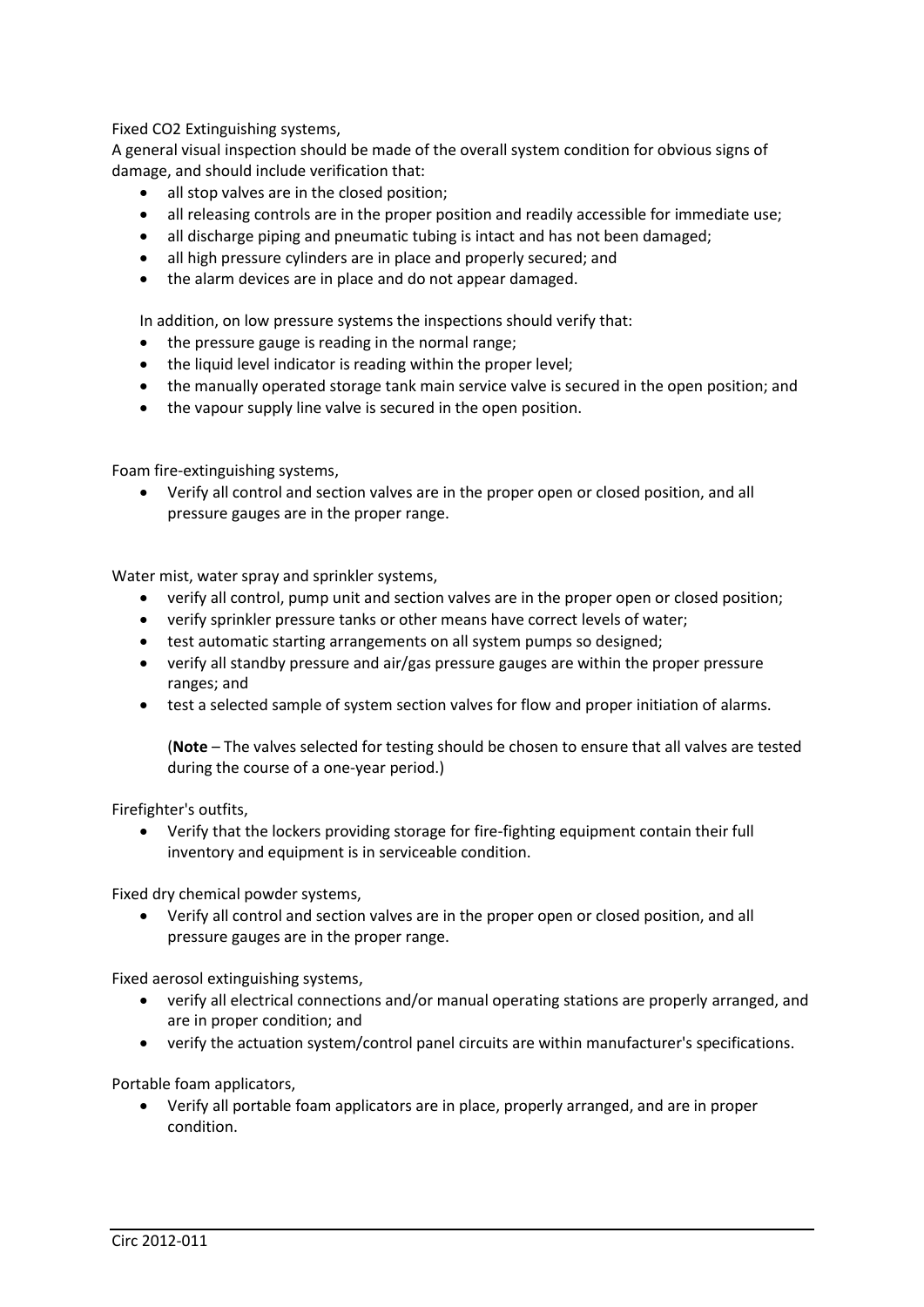Fixed $CO_2$ Extinguishing systems,

A general visual inspection should be made of the overall system condition for obvious signs of damage, and should include verification that:

- all stop valves are in the closed position;
- all releasing controls are in the proper position and readily accessible for immediate use;
- all discharge piping and pneumatic tubing is intact and has not been damaged;
- all high pressure cylinders are in place and properly secured; and
- the alarm devices are in place and do not appear damaged.

In addition, on low pressure systems the inspections should verify that:

- the pressure gauge is reading in the normal range;
- the liquid level indicator is reading within the proper level;
- the manually operated storage tank main service valve is secured in the open position; and
- the vapour supply line valve is secured in the open position.

Foam fire-extinguishing systems,

- Verify all control and section valves are in the proper open or closed position, and all pressure gauges are in the proper range.

Water mist, water spray and sprinkler systems,

- verify all control, pump unit and section valves are in the proper open or closed position;
- verify sprinkler pressure tanks or other means have correct levels of water;
- test automatic starting arrangements on all system pumps so designed;
- verify all standby pressure and air/gas pressure gauges are within the proper pressure ranges; and
- test a selected sample of system section valves for flow and proper initiation of alarms.

(**Note** – The valves selected for testing should be chosen to ensure that all valves are tested during the course of a one-year period.)

Firefighter's outfits,

- Verify that the lockers providing storage for fire-fighting equipment contain their full inventory and equipment is in serviceable condition.

Fixed dry chemical powder systems,

- Verify all control and section valves are in the proper open or closed position, and all pressure gauges are in the proper range.

Fixed aerosol extinguishing systems,

- verify all electrical connections and/or manual operating stations are properly arranged, and are in proper condition; and
- verify the actuation system/control panel circuits are within manufacturer's specifications.

Portable foam applicators,

- Verify all portable foam applicators are in place, properly arranged, and are in proper condition.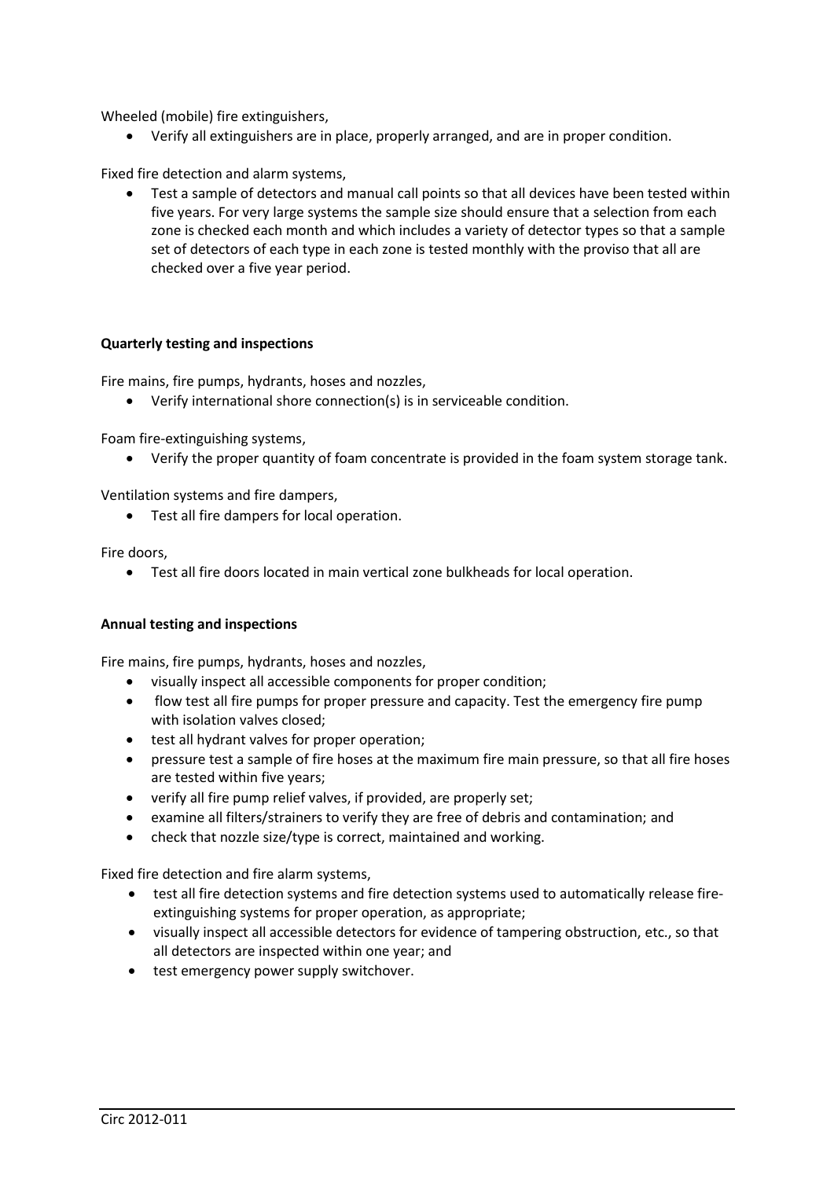Wheeled (mobile) fire extinguishers,

- Verify all extinguishers are in place, properly arranged, and are in proper condition.

Fixed fire detection and alarm systems,

- Test a sample of detectors and manual call points so that all devices have been tested within five years. For very large systems the sample size should ensure that a selection from each zone is checked each month and which includes a variety of detector types so that a sample set of detectors of each type in each zone is tested monthly with the proviso that all are checked over a five year period.

**Quarterly testing and inspections**

Fire mains, fire pumps, hydrants, hoses and nozzles,

- Verify international shore connection(s) is in serviceable condition.

Foam fire-extinguishing systems,

- Verify the proper quantity of foam concentrate is provided in the foam system storage tank.

Ventilation systems and fire dampers,

- Test all fire dampers for local operation.

Fire doors,

- Test all fire doors located in main vertical zone bulkheads for local operation.

**Annual testing and inspections**

Fire mains, fire pumps, hydrants, hoses and nozzles,

- visually inspect all accessible components for proper condition;
- flow test all fire pumps for proper pressure and capacity. Test the emergency fire pump with isolation valves closed;
- test all hydrant valves for proper operation;
- pressure test a sample of fire hoses at the maximum fire main pressure, so that all fire hoses are tested within five years;
- verify all fire pump relief valves, if provided, are properly set;
- examine all filters/strainers to verify they are free of debris and contamination; and
- check that nozzle size/type is correct, maintained and working.

Fixed fire detection and fire alarm systems,

- test all fire detection systems and fire detection systems used to automatically release fire-extinguishing systems for proper operation, as appropriate;
- visually inspect all accessible detectors for evidence of tampering obstruction, etc., so that all detectors are inspected within one year; and
- test emergency power supply switchover.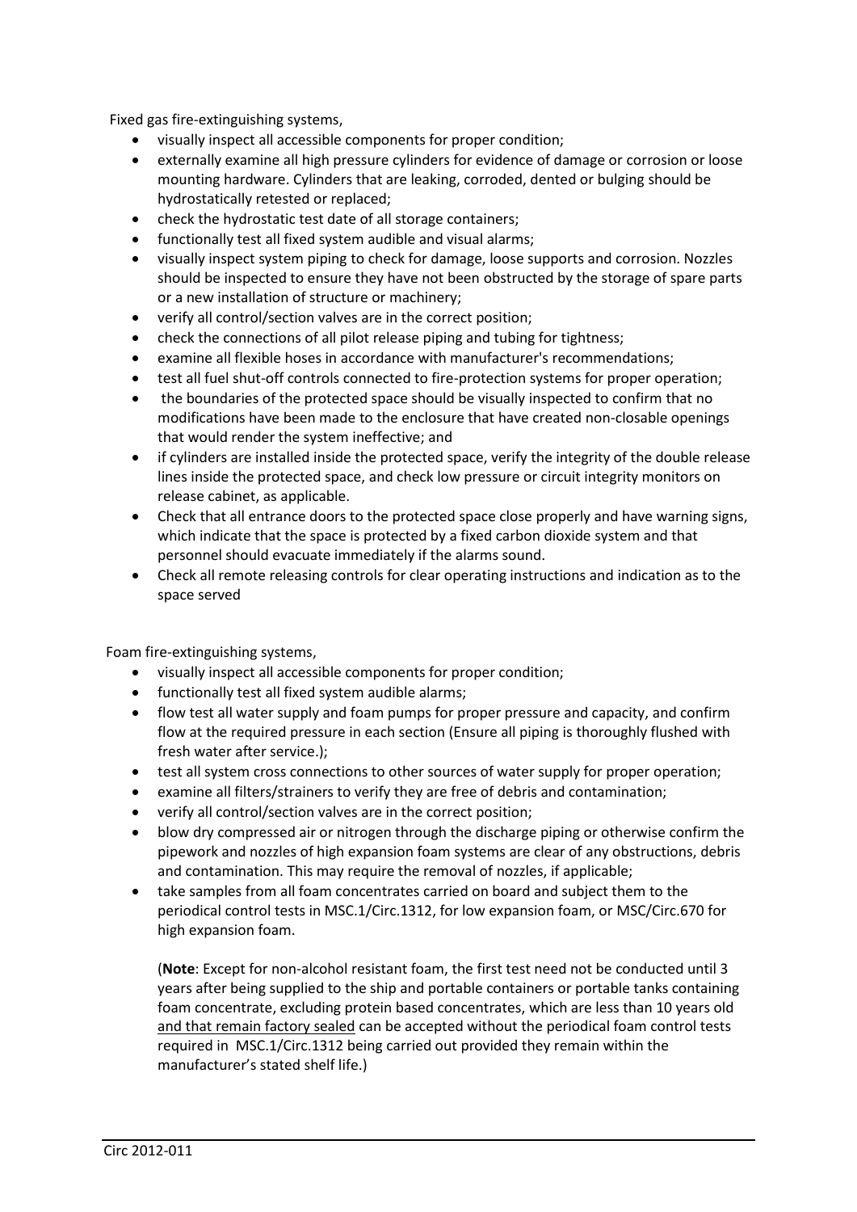Fixed gas fire-extinguishing systems,

- visually inspect all accessible components for proper condition;
- externally examine all high pressure cylinders for evidence of damage or corrosion or loose mounting hardware. Cylinders that are leaking, corroded, dented or bulging should be hydrostatically retested or replaced;
- check the hydrostatic test date of all storage containers;
- functionally test all fixed system audible and visual alarms;
- visually inspect system piping to check for damage, loose supports and corrosion. Nozzles should be inspected to ensure they have not been obstructed by the storage of spare parts or a new installation of structure or machinery;
- verify all control/section valves are in the correct position;
- check the connections of all pilot release piping and tubing for tightness;
- examine all flexible hoses in accordance with manufacturer's recommendations;
- test all fuel shut-off controls connected to fire-protection systems for proper operation;
- the boundaries of the protected space should be visually inspected to confirm that no modifications have been made to the enclosure that have created non-closable openings that would render the system ineffective; and
- if cylinders are installed inside the protected space, verify the integrity of the double release lines inside the protected space, and check low pressure or circuit integrity monitors on release cabinet, as applicable.
- Check that all entrance doors to the protected space close properly and have warning signs, which indicate that the space is protected by a fixed carbon dioxide system and that personnel should evacuate immediately if the alarms sound.
- Check all remote releasing controls for clear operating instructions and indication as to the space served

Foam fire-extinguishing systems,

- visually inspect all accessible components for proper condition;
- functionally test all fixed system audible alarms;
- flow test all water supply and foam pumps for proper pressure and capacity, and confirm flow at the required pressure in each section (Ensure all piping is thoroughly flushed with fresh water after service.);
- test all system cross connections to other sources of water supply for proper operation;
- examine all filters/strainers to verify they are free of debris and contamination;
- verify all control/section valves are in the correct position;
- blow dry compressed air or nitrogen through the discharge piping or otherwise confirm the pipework and nozzles of high expansion foam systems are clear of any obstructions, debris and contamination. This may require the removal of nozzles, if applicable;
- take samples from all foam concentrates carried on board and subject them to the periodical control tests in MSC.1/Circ.1312, for low expansion foam, or MSC/Circ.670 for high expansion foam.

  (**Note**: Except for non-alcohol resistant foam, the first test need not be conducted until 3 years after being supplied to the ship and portable containers or portable tanks containing foam concentrate, excluding protein based concentrates, which are less than 10 years old <u>and that remain factory sealed</u> can be accepted without the periodical foam control tests required in MSC.1/Circ.1312 being carried out provided they remain within the manufacturer's stated shelf life.)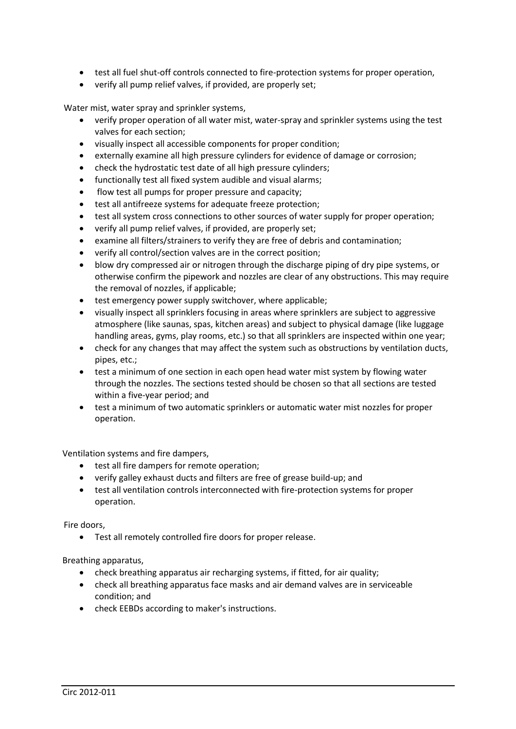- test all fuel shut-off controls connected to fire-protection systems for proper operation,
- verify all pump relief valves, if provided, are properly set;

Water mist, water spray and sprinkler systems,

- verify proper operation of all water mist, water-spray and sprinkler systems using the test valves for each section;
- visually inspect all accessible components for proper condition;
- externally examine all high pressure cylinders for evidence of damage or corrosion;
- check the hydrostatic test date of all high pressure cylinders;
- functionally test all fixed system audible and visual alarms;
- flow test all pumps for proper pressure and capacity;
- test all antifreeze systems for adequate freeze protection;
- test all system cross connections to other sources of water supply for proper operation;
- verify all pump relief valves, if provided, are properly set;
- examine all filters/strainers to verify they are free of debris and contamination;
- verify all control/section valves are in the correct position;
- blow dry compressed air or nitrogen through the discharge piping of dry pipe systems, or otherwise confirm the pipework and nozzles are clear of any obstructions. This may require the removal of nozzles, if applicable;
- test emergency power supply switchover, where applicable;
- visually inspect all sprinklers focusing in areas where sprinklers are subject to aggressive atmosphere (like saunas, spas, kitchen areas) and subject to physical damage (like luggage handling areas, gyms, play rooms, etc.) so that all sprinklers are inspected within one year;
- check for any changes that may affect the system such as obstructions by ventilation ducts, pipes, etc.;
- test a minimum of one section in each open head water mist system by flowing water through the nozzles. The sections tested should be chosen so that all sections are tested within a five-year period; and
- test a minimum of two automatic sprinklers or automatic water mist nozzles for proper operation.

Ventilation systems and fire dampers,

- test all fire dampers for remote operation;
- verify galley exhaust ducts and filters are free of grease build-up; and
- test all ventilation controls interconnected with fire-protection systems for proper operation.

Fire doors,

- Test all remotely controlled fire doors for proper release.

Breathing apparatus,

- check breathing apparatus air recharging systems, if fitted, for air quality;
- check all breathing apparatus face masks and air demand valves are in serviceable condition; and
- check EEBDs according to maker's instructions.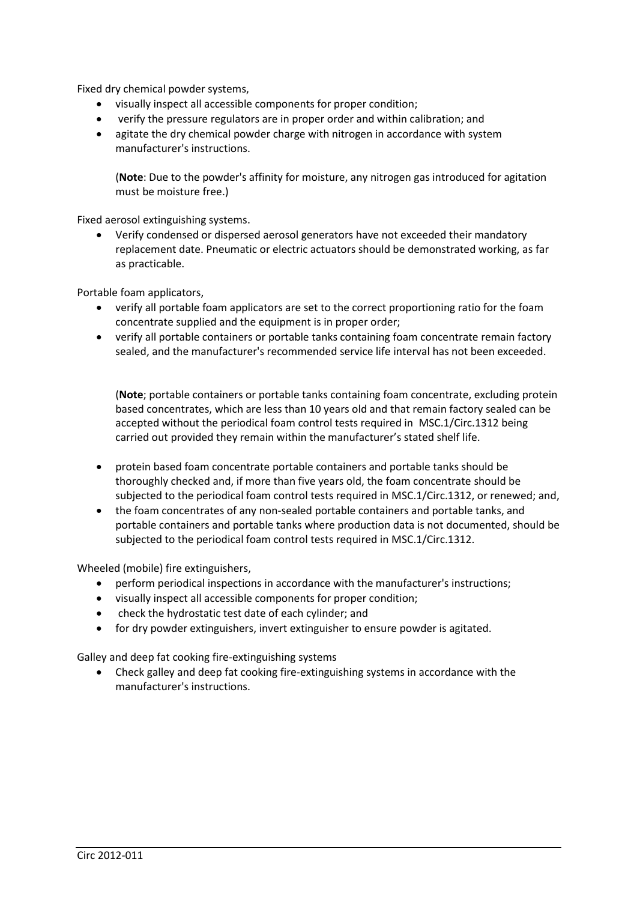Fixed dry chemical powder systems,

- visually inspect all accessible components for proper condition;
- verify the pressure regulators are in proper order and within calibration; and
- agitate the dry chemical powder charge with nitrogen in accordance with system manufacturer's instructions.

  (**Note**: Due to the powder's affinity for moisture, any nitrogen gas introduced for agitation must be moisture free.)

Fixed aerosol extinguishing systems.

- Verify condensed or dispersed aerosol generators have not exceeded their mandatory replacement date. Pneumatic or electric actuators should be demonstrated working, as far as practicable.

Portable foam applicators,

- verify all portable foam applicators are set to the correct proportioning ratio for the foam concentrate supplied and the equipment is in proper order;
- verify all portable containers or portable tanks containing foam concentrate remain factory sealed, and the manufacturer's recommended service life interval has not been exceeded.

  (**Note**; portable containers or portable tanks containing foam concentrate, excluding protein based concentrates, which are less than 10 years old and that remain factory sealed can be accepted without the periodical foam control tests required in MSC.1/Circ.1312 being carried out provided they remain within the manufacturer's stated shelf life.

- protein based foam concentrate portable containers and portable tanks should be thoroughly checked and, if more than five years old, the foam concentrate should be subjected to the periodical foam control tests required in MSC.1/Circ.1312, or renewed; and,
- the foam concentrates of any non-sealed portable containers and portable tanks, and portable containers and portable tanks where production data is not documented, should be subjected to the periodical foam control tests required in MSC.1/Circ.1312.

Wheeled (mobile) fire extinguishers,

- perform periodical inspections in accordance with the manufacturer's instructions;
- visually inspect all accessible components for proper condition;
- check the hydrostatic test date of each cylinder; and
- for dry powder extinguishers, invert extinguisher to ensure powder is agitated.

Galley and deep fat cooking fire-extinguishing systems

- Check galley and deep fat cooking fire-extinguishing systems in accordance with the manufacturer's instructions.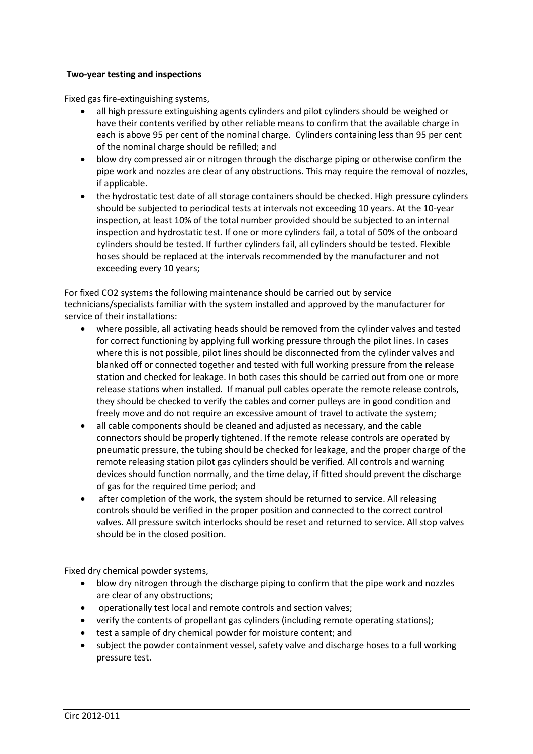**Two-year testing and inspections**

Fixed gas fire-extinguishing systems,

- all high pressure extinguishing agents cylinders and pilot cylinders should be weighed or have their contents verified by other reliable means to confirm that the available charge in each is above 95 per cent of the nominal charge. Cylinders containing less than 95 per cent of the nominal charge should be refilled; and
- blow dry compressed air or nitrogen through the discharge piping or otherwise confirm the pipe work and nozzles are clear of any obstructions. This may require the removal of nozzles, if applicable.
- the hydrostatic test date of all storage containers should be checked. High pressure cylinders should be subjected to periodical tests at intervals not exceeding 10 years. At the 10-year inspection, at least 10% of the total number provided should be subjected to an internal inspection and hydrostatic test. If one or more cylinders fail, a total of 50% of the onboard cylinders should be tested. If further cylinders fail, all cylinders should be tested. Flexible hoses should be replaced at the intervals recommended by the manufacturer and not exceeding every 10 years;

For fixed $CO_2$ systems the following maintenance should be carried out by service technicians/specialists familiar with the system installed and approved by the manufacturer for service of their installations:

- where possible, all activating heads should be removed from the cylinder valves and tested for correct functioning by applying full working pressure through the pilot lines. In cases where this is not possible, pilot lines should be disconnected from the cylinder valves and blanked off or connected together and tested with full working pressure from the release station and checked for leakage. In both cases this should be carried out from one or more release stations when installed. If manual pull cables operate the remote release controls, they should be checked to verify the cables and corner pulleys are in good condition and freely move and do not require an excessive amount of travel to activate the system;
- all cable components should be cleaned and adjusted as necessary, and the cable connectors should be properly tightened. If the remote release controls are operated by pneumatic pressure, the tubing should be checked for leakage, and the proper charge of the remote releasing station pilot gas cylinders should be verified. All controls and warning devices should function normally, and the time delay, if fitted should prevent the discharge of gas for the required time period; and
- after completion of the work, the system should be returned to service. All releasing controls should be verified in the proper position and connected to the correct control valves. All pressure switch interlocks should be reset and returned to service. All stop valves should be in the closed position.

Fixed dry chemical powder systems,

- blow dry nitrogen through the discharge piping to confirm that the pipe work and nozzles are clear of any obstructions;
- operationally test local and remote controls and section valves;
- verify the contents of propellant gas cylinders (including remote operating stations);
- test a sample of dry chemical powder for moisture content; and
- subject the powder containment vessel, safety valve and discharge hoses to a full working pressure test.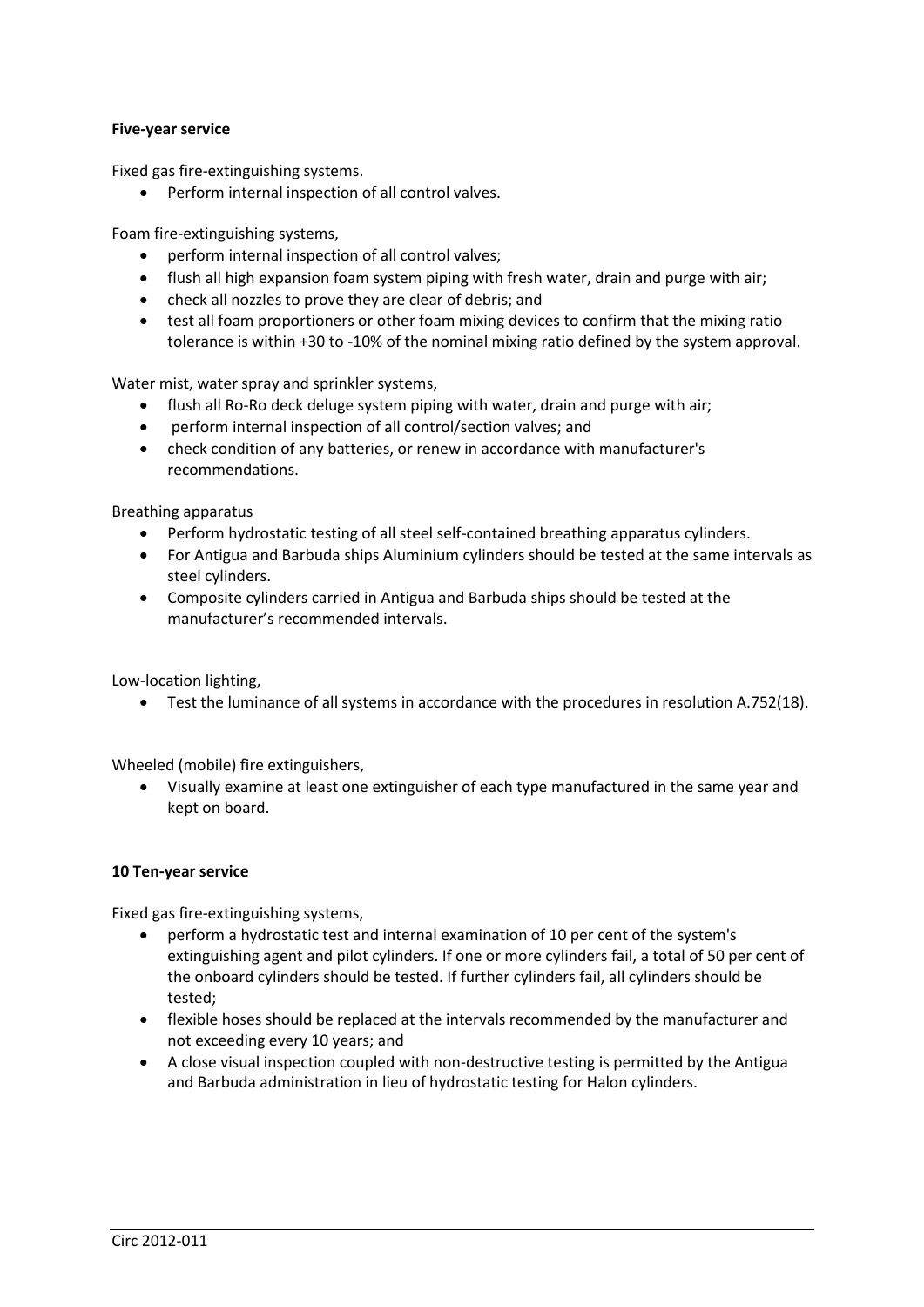**Five-year service**

Fixed gas fire-extinguishing systems.

- Perform internal inspection of all control valves.

Foam fire-extinguishing systems,

- perform internal inspection of all control valves;
- flush all high expansion foam system piping with fresh water, drain and purge with air;
- check all nozzles to prove they are clear of debris; and
- test all foam proportioners or other foam mixing devices to confirm that the mixing ratio tolerance is within +30 to -10% of the nominal mixing ratio defined by the system approval.

Water mist, water spray and sprinkler systems,

- flush all Ro-Ro deck deluge system piping with water, drain and purge with air;
- perform internal inspection of all control/section valves; and
- check condition of any batteries, or renew in accordance with manufacturer's recommendations.

Breathing apparatus

- Perform hydrostatic testing of all steel self-contained breathing apparatus cylinders.
- For Antigua and Barbuda ships Aluminium cylinders should be tested at the same intervals as steel cylinders.
- Composite cylinders carried in Antigua and Barbuda ships should be tested at the manufacturer's recommended intervals.

Low-location lighting,

- Test the luminance of all systems in accordance with the procedures in resolution A.752(18).

Wheeled (mobile) fire extinguishers,

- Visually examine at least one extinguisher of each type manufactured in the same year and kept on board.

**10 Ten-year service**

Fixed gas fire-extinguishing systems,

- perform a hydrostatic test and internal examination of 10 per cent of the system's extinguishing agent and pilot cylinders. If one or more cylinders fail, a total of 50 per cent of the onboard cylinders should be tested. If further cylinders fail, all cylinders should be tested;
- flexible hoses should be replaced at the intervals recommended by the manufacturer and not exceeding every 10 years; and
- A close visual inspection coupled with non-destructive testing is permitted by the Antigua and Barbuda administration in lieu of hydrostatic testing for Halon cylinders.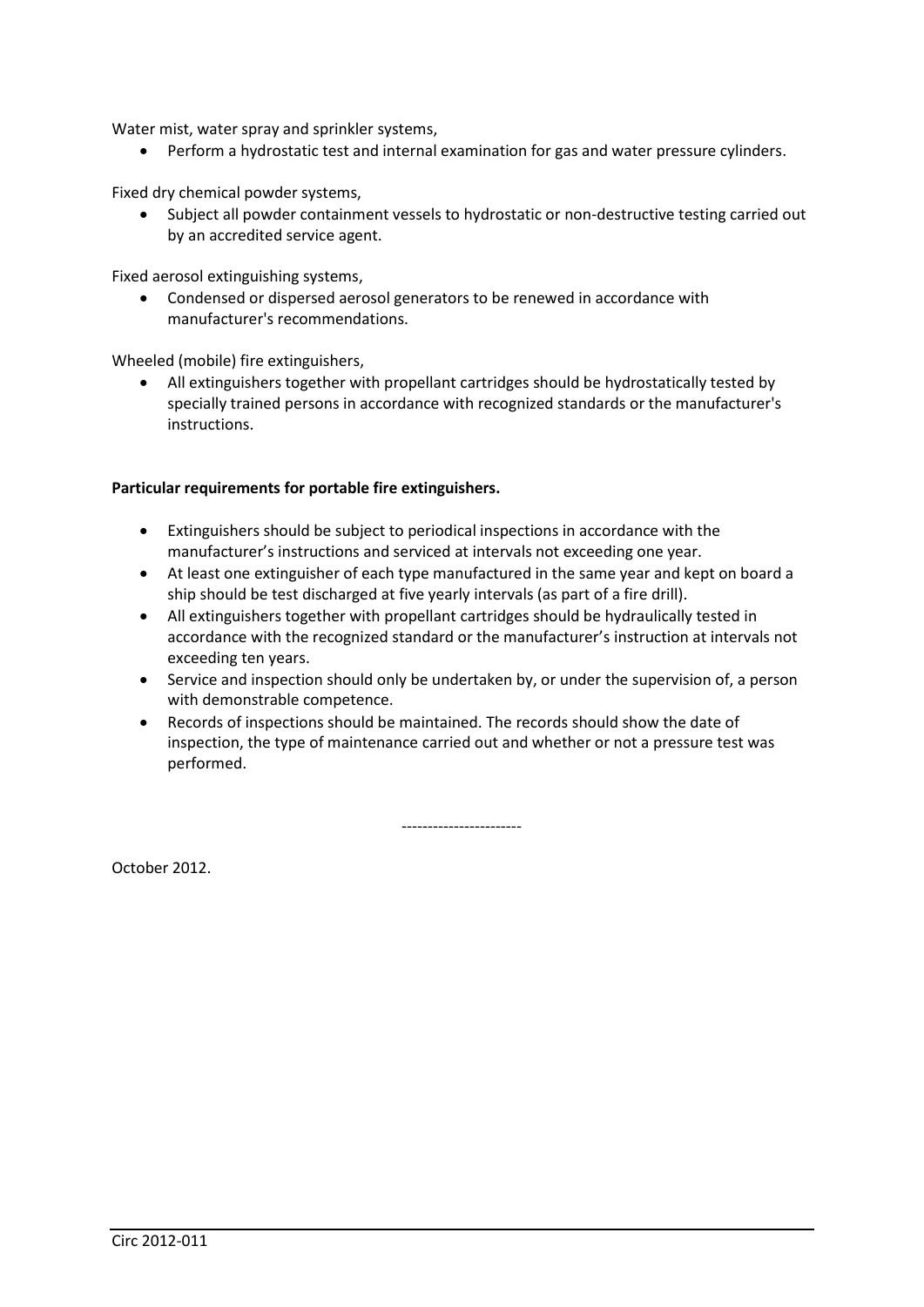Water mist, water spray and sprinkler systems,

- Perform a hydrostatic test and internal examination for gas and water pressure cylinders.

Fixed dry chemical powder systems,

- Subject all powder containment vessels to hydrostatic or non-destructive testing carried out by an accredited service agent.

Fixed aerosol extinguishing systems,

- Condensed or dispersed aerosol generators to be renewed in accordance with manufacturer's recommendations.

Wheeled (mobile) fire extinguishers,

- All extinguishers together with propellant cartridges should be hydrostatically tested by specially trained persons in accordance with recognized standards or the manufacturer's instructions.

**Particular requirements for portable fire extinguishers.**

- Extinguishers should be subject to periodical inspections in accordance with the manufacturer's instructions and serviced at intervals not exceeding one year.
- At least one extinguisher of each type manufactured in the same year and kept on board a ship should be test discharged at five yearly intervals (as part of a fire drill).
- All extinguishers together with propellant cartridges should be hydraulically tested in accordance with the recognized standard or the manufacturer's instruction at intervals not exceeding ten years.
- Service and inspection should only be undertaken by, or under the supervision of, a person with demonstrable competence.
- Records of inspections should be maintained. The records should show the date of inspection, the type of maintenance carried out and whether or not a pressure test was performed.

-----------------------

October 2012.